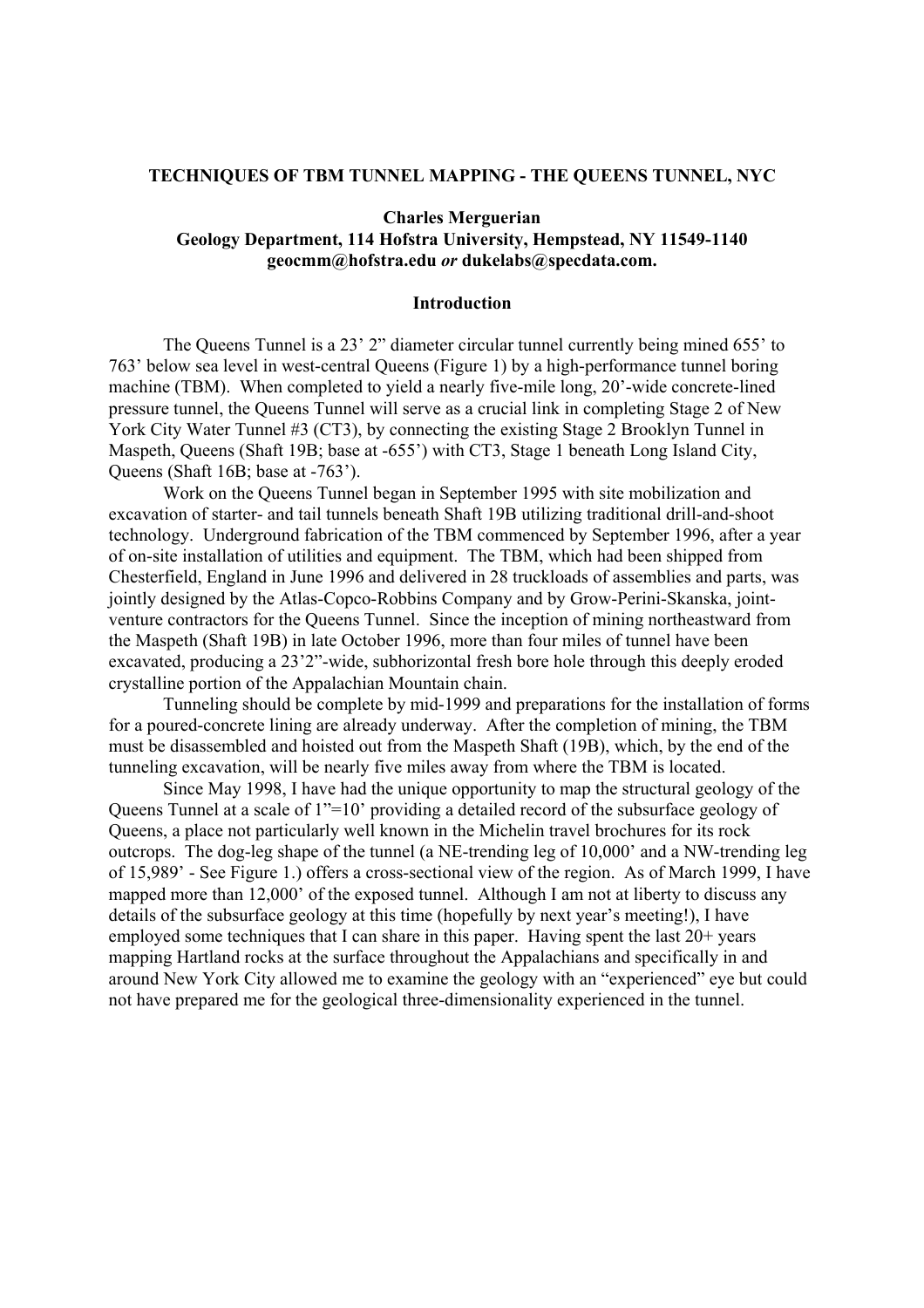# TECHNIQUES OF TBM TUNNEL MAPPING - THE QUEENS TUNNEL, NYC

**Charles Merguerian**
**Geology Department, 114 Hofstra University, Hempstead, NY 11549-1140**
**geocmm@hofstra.edu *or* dukelabs@specdata.com.**

## Introduction

The Queens Tunnel is a 23' 2" diameter circular tunnel currently being mined 655' to 763' below sea level in west-central Queens (Figure 1) by a high-performance tunnel boring machine (TBM). When completed to yield a nearly five-mile long, 20'-wide concrete-lined pressure tunnel, the Queens Tunnel will serve as a crucial link in completing Stage 2 of New York City Water Tunnel #3 (CT3), by connecting the existing Stage 2 Brooklyn Tunnel in Maspeth, Queens (Shaft 19B; base at -655') with CT3, Stage 1 beneath Long Island City, Queens (Shaft 16B; base at -763').

Work on the Queens Tunnel began in September 1995 with site mobilization and excavation of starter- and tail tunnels beneath Shaft 19B utilizing traditional drill-and-shoot technology. Underground fabrication of the TBM commenced by September 1996, after a year of on-site installation of utilities and equipment. The TBM, which had been shipped from Chesterfield, England in June 1996 and delivered in 28 truckloads of assemblies and parts, was jointly designed by the Atlas-Copco-Robbins Company and by Grow-Perini-Skanska, joint-venture contractors for the Queens Tunnel. Since the inception of mining northeastward from the Maspeth (Shaft 19B) in late October 1996, more than four miles of tunnel have been excavated, producing a 23'2"-wide, subhorizontal fresh bore hole through this deeply eroded crystalline portion of the Appalachian Mountain chain.

Tunneling should be complete by mid-1999 and preparations for the installation of forms for a poured-concrete lining are already underway. After the completion of mining, the TBM must be disassembled and hoisted out from the Maspeth Shaft (19B), which, by the end of the tunneling excavation, will be nearly five miles away from where the TBM is located.

Since May 1998, I have had the unique opportunity to map the structural geology of the Queens Tunnel at a scale of 1"=10' providing a detailed record of the subsurface geology of Queens, a place not particularly well known in the Michelin travel brochures for its rock outcrops. The dog-leg shape of the tunnel (a NE-trending leg of 10,000' and a NW-trending leg of 15,989' - See Figure 1.) offers a cross-sectional view of the region. As of March 1999, I have mapped more than 12,000' of the exposed tunnel. Although I am not at liberty to discuss any details of the subsurface geology at this time (hopefully by next year's meeting!), I have employed some techniques that I can share in this paper. Having spent the last 20+ years mapping Hartland rocks at the surface throughout the Appalachians and specifically in and around New York City allowed me to examine the geology with an "experienced" eye but could not have prepared me for the geological three-dimensionality experienced in the tunnel.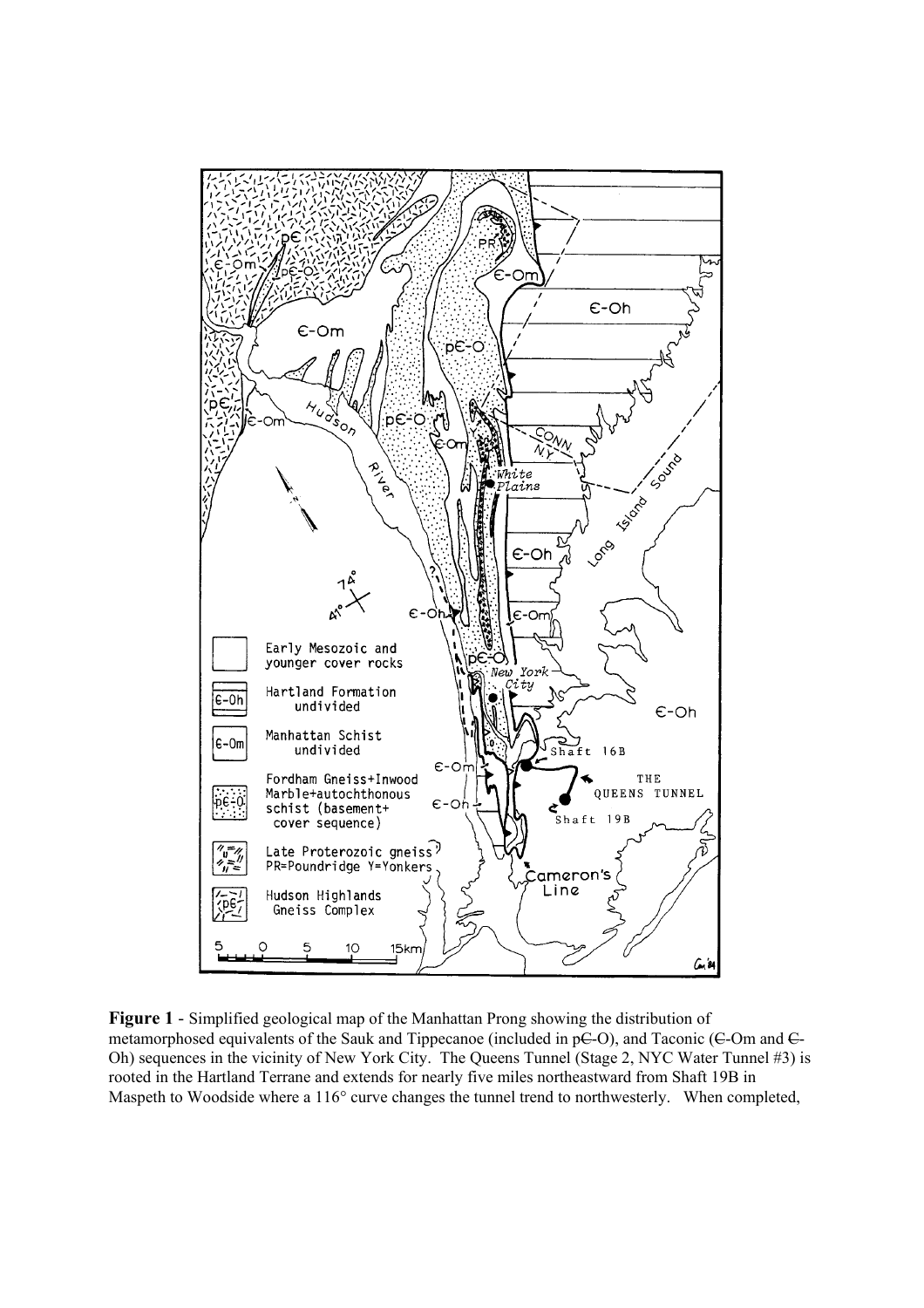**Figure 1** - Simplified geological map of the Manhattan Prong showing the distribution of metamorphosed equivalents of the Sauk and Tippecanoe (included in p€-O), and Taconic (€-Om and €-Oh) sequences in the vicinity of New York City. The Queens Tunnel (Stage 2, NYC Water Tunnel #3) is rooted in the Hartland Terrane and extends for nearly five miles northeastward from Shaft 19B in Maspeth to Woodside where a 116° curve changes the tunnel trend to northwesterly. When completed,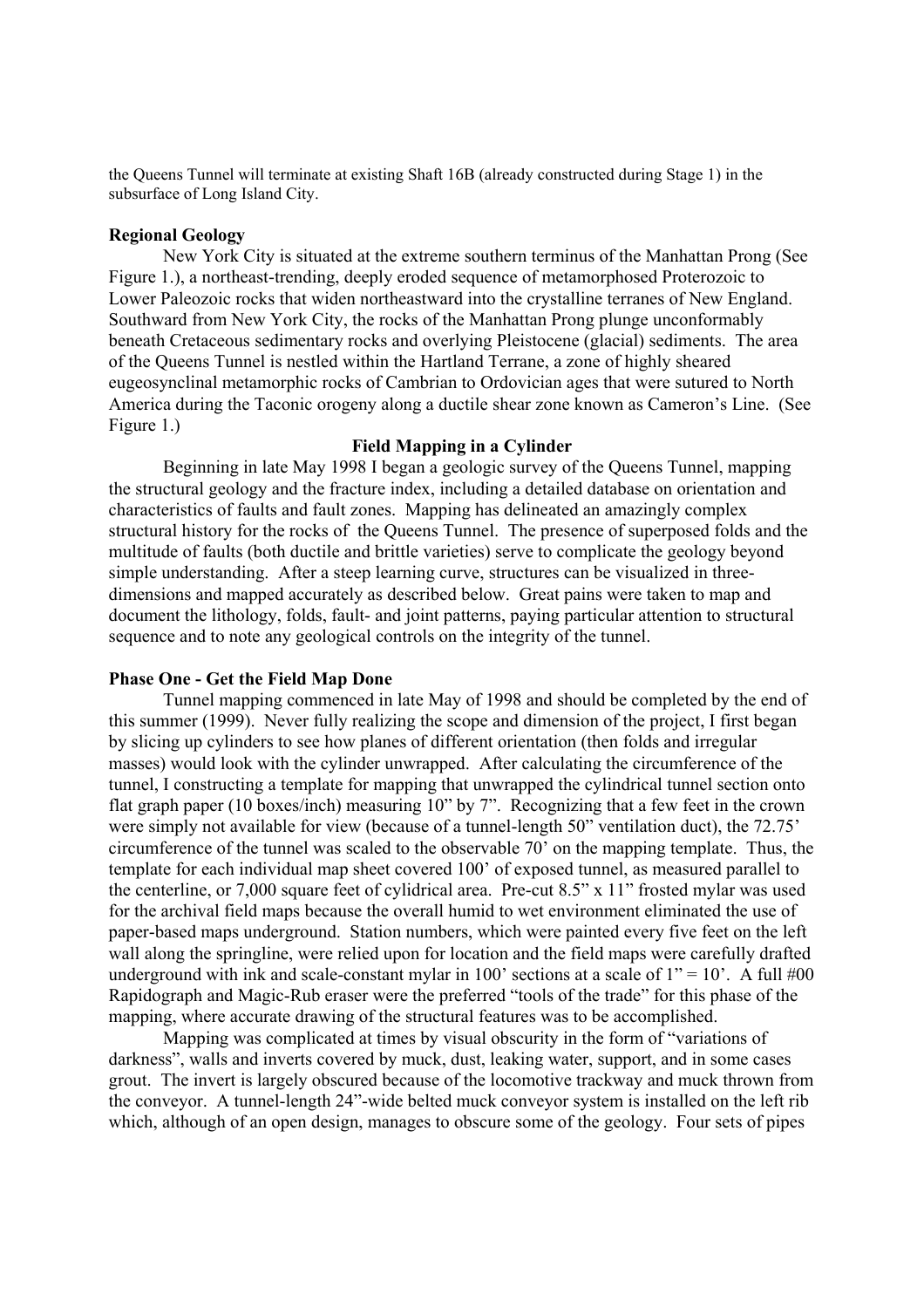the Queens Tunnel will terminate at existing Shaft 16B (already constructed during Stage 1) in the subsurface of Long Island City.

**Regional Geology**

New York City is situated at the extreme southern terminus of the Manhattan Prong (See Figure 1.), a northeast-trending, deeply eroded sequence of metamorphosed Proterozoic to Lower Paleozoic rocks that widen northeastward into the crystalline terranes of New England. Southward from New York City, the rocks of the Manhattan Prong plunge unconformably beneath Cretaceous sedimentary rocks and overlying Pleistocene (glacial) sediments. The area of the Queens Tunnel is nestled within the Hartland Terrane, a zone of highly sheared eugeosynclinal metamorphic rocks of Cambrian to Ordovician ages that were sutured to North America during the Taconic orogeny along a ductile shear zone known as Cameron's Line. (See Figure 1.)

**Field Mapping in a Cylinder**

Beginning in late May 1998 I began a geologic survey of the Queens Tunnel, mapping the structural geology and the fracture index, including a detailed database on orientation and characteristics of faults and fault zones. Mapping has delineated an amazingly complex structural history for the rocks of the Queens Tunnel. The presence of superposed folds and the multitude of faults (both ductile and brittle varieties) serve to complicate the geology beyond simple understanding. After a steep learning curve, structures can be visualized in three-dimensions and mapped accurately as described below. Great pains were taken to map and document the lithology, folds, fault- and joint patterns, paying particular attention to structural sequence and to note any geological controls on the integrity of the tunnel.

**Phase One - Get the Field Map Done**

Tunnel mapping commenced in late May of 1998 and should be completed by the end of this summer (1999). Never fully realizing the scope and dimension of the project, I first began by slicing up cylinders to see how planes of different orientation (then folds and irregular masses) would look with the cylinder unwrapped. After calculating the circumference of the tunnel, I constructing a template for mapping that unwrapped the cylindrical tunnel section onto flat graph paper (10 boxes/inch) measuring 10" by 7". Recognizing that a few feet in the crown were simply not available for view (because of a tunnel-length 50" ventilation duct), the 72.75' circumference of the tunnel was scaled to the observable 70' on the mapping template. Thus, the template for each individual map sheet covered 100' of exposed tunnel, as measured parallel to the centerline, or 7,000 square feet of cylidrical area. Pre-cut 8.5" x 11" frosted mylar was used for the archival field maps because the overall humid to wet environment eliminated the use of paper-based maps underground. Station numbers, which were painted every five feet on the left wall along the springline, were relied upon for location and the field maps were carefully drafted underground with ink and scale-constant mylar in 100' sections at a scale of 1" = 10'. A full #00 Rapidograph and Magic-Rub eraser were the preferred "tools of the trade" for this phase of the mapping, where accurate drawing of the structural features was to be accomplished.

Mapping was complicated at times by visual obscurity in the form of "variations of darkness", walls and inverts covered by muck, dust, leaking water, support, and in some cases grout. The invert is largely obscured because of the locomotive trackway and muck thrown from the conveyor. A tunnel-length 24"-wide belted muck conveyor system is installed on the left rib which, although of an open design, manages to obscure some of the geology. Four sets of pipes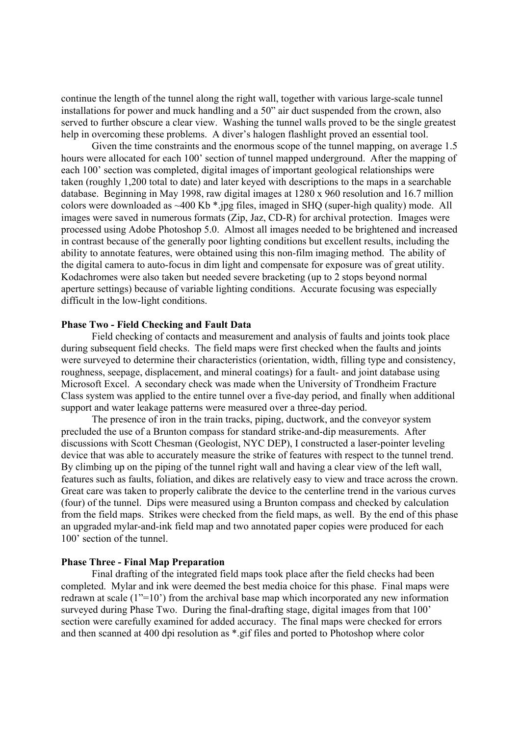continue the length of the tunnel along the right wall, together with various large-scale tunnel installations for power and muck handling and a 50" air duct suspended from the crown, also served to further obscure a clear view. Washing the tunnel walls proved to be the single greatest help in overcoming these problems. A diver's halogen flashlight proved an essential tool.

Given the time constraints and the enormous scope of the tunnel mapping, on average 1.5 hours were allocated for each 100' section of tunnel mapped underground. After the mapping of each 100' section was completed, digital images of important geological relationships were taken (roughly 1,200 total to date) and later keyed with descriptions to the maps in a searchable database. Beginning in May 1998, raw digital images at 1280 x 960 resolution and 16.7 million colors were downloaded as ~400 Kb *.jpg files, imaged in SHQ (super-high quality) mode. All images were saved in numerous formats (Zip, Jaz, CD-R) for archival protection. Images were processed using Adobe Photoshop 5.0. Almost all images needed to be brightened and increased in contrast because of the generally poor lighting conditions but excellent results, including the ability to annotate features, were obtained using this non-film imaging method. The ability of the digital camera to auto-focus in dim light and compensate for exposure was of great utility. Kodachromes were also taken but needed severe bracketing (up to 2 stops beyond normal aperture settings) because of variable lighting conditions. Accurate focusing was especially difficult in the low-light conditions.

**Phase Two - Field Checking and Fault Data**

Field checking of contacts and measurement and analysis of faults and joints took place during subsequent field checks. The field maps were first checked when the faults and joints were surveyed to determine their characteristics (orientation, width, filling type and consistency, roughness, seepage, displacement, and mineral coatings) for a fault- and joint database using Microsoft Excel. A secondary check was made when the University of Trondheim Fracture Class system was applied to the entire tunnel over a five-day period, and finally when additional support and water leakage patterns were measured over a three-day period.

The presence of iron in the train tracks, piping, ductwork, and the conveyor system precluded the use of a Brunton compass for standard strike-and-dip measurements. After discussions with Scott Chesman (Geologist, NYC DEP), I constructed a laser-pointer leveling device that was able to accurately measure the strike of features with respect to the tunnel trend. By climbing up on the piping of the tunnel right wall and having a clear view of the left wall, features such as faults, foliation, and dikes are relatively easy to view and trace across the crown. Great care was taken to properly calibrate the device to the centerline trend in the various curves (four) of the tunnel. Dips were measured using a Brunton compass and checked by calculation from the field maps. Strikes were checked from the field maps, as well. By the end of this phase an upgraded mylar-and-ink field map and two annotated paper copies were produced for each 100' section of the tunnel.

**Phase Three - Final Map Preparation**

Final drafting of the integrated field maps took place after the field checks had been completed. Mylar and ink were deemed the best media choice for this phase. Final maps were redrawn at scale (1"=10') from the archival base map which incorporated any new information surveyed during Phase Two. During the final-drafting stage, digital images from that 100' section were carefully examined for added accuracy. The final maps were checked for errors and then scanned at 400 dpi resolution as *.gif files and ported to Photoshop where color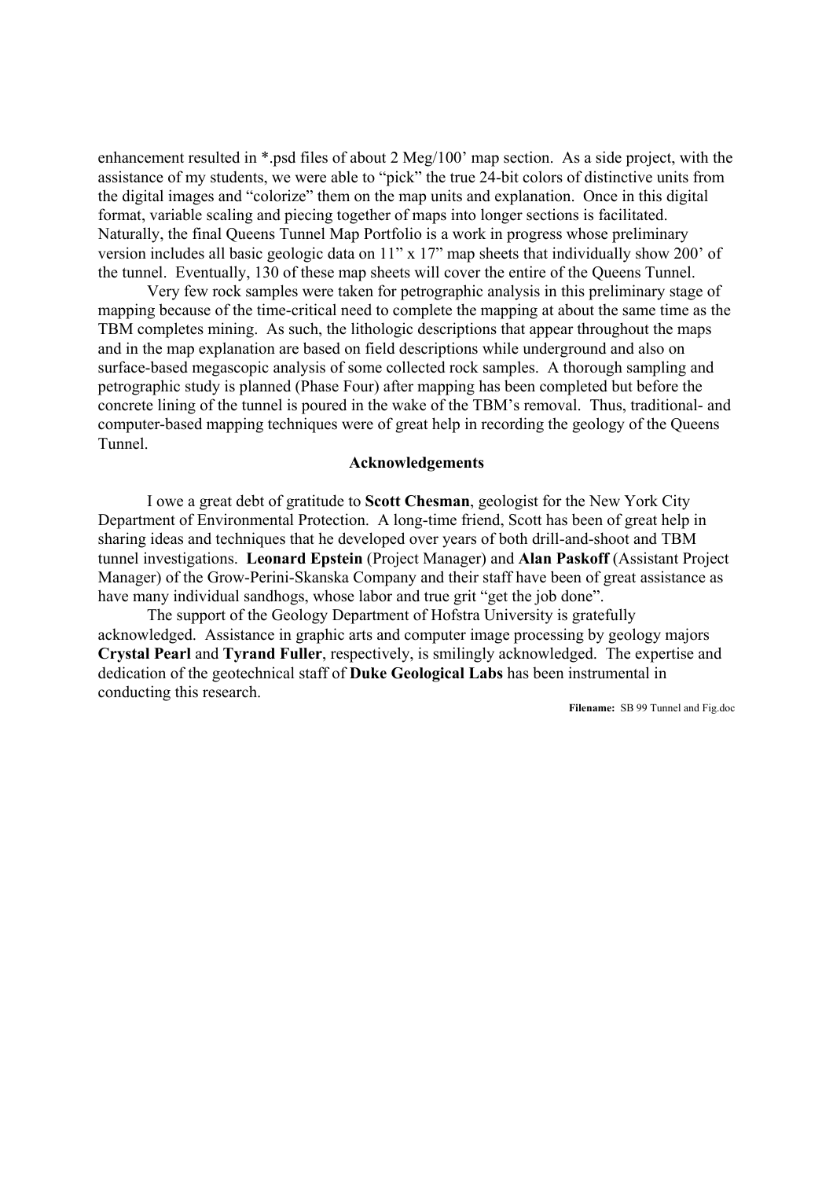enhancement resulted in *.psd files of about 2 Meg/100' map section. As a side project, with the assistance of my students, we were able to "pick" the true 24-bit colors of distinctive units from the digital images and "colorize" them on the map units and explanation. Once in this digital format, variable scaling and piecing together of maps into longer sections is facilitated. Naturally, the final Queens Tunnel Map Portfolio is a work in progress whose preliminary version includes all basic geologic data on 11" x 17" map sheets that individually show 200' of the tunnel. Eventually, 130 of these map sheets will cover the entire of the Queens Tunnel.

Very few rock samples were taken for petrographic analysis in this preliminary stage of mapping because of the time-critical need to complete the mapping at about the same time as the TBM completes mining. As such, the lithologic descriptions that appear throughout the maps and in the map explanation are based on field descriptions while underground and also on surface-based megascopic analysis of some collected rock samples. A thorough sampling and petrographic study is planned (Phase Four) after mapping has been completed but before the concrete lining of the tunnel is poured in the wake of the TBM's removal. Thus, traditional- and computer-based mapping techniques were of great help in recording the geology of the Queens Tunnel.

## Acknowledgements

I owe a great debt of gratitude to **Scott Chesman**, geologist for the New York City Department of Environmental Protection. A long-time friend, Scott has been of great help in sharing ideas and techniques that he developed over years of both drill-and-shoot and TBM tunnel investigations. **Leonard Epstein** (Project Manager) and **Alan Paskoff** (Assistant Project Manager) of the Grow-Perini-Skanska Company and their staff have been of great assistance as have many individual sandhogs, whose labor and true grit "get the job done".

The support of the Geology Department of Hofstra University is gratefully acknowledged. Assistance in graphic arts and computer image processing by geology majors **Crystal Pearl** and **Tyrand Fuller**, respectively, is smilingly acknowledged. The expertise and dedication of the geotechnical staff of **Duke Geological Labs** has been instrumental in conducting this research.

**Filename:** SB 99 Tunnel and Fig.doc